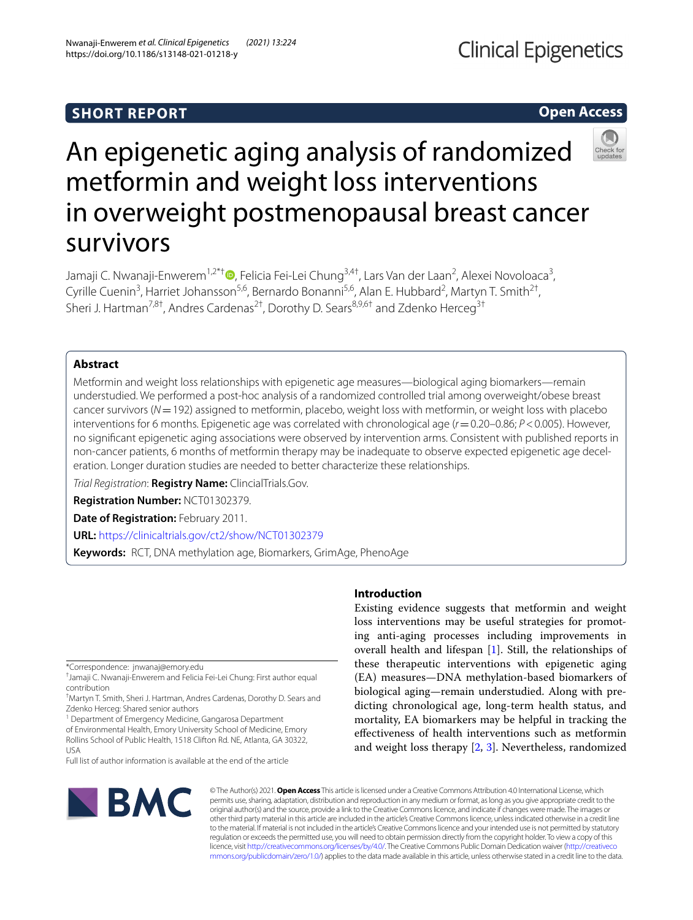SHORT REPORT

Open Access

# An epigenetic aging analysis of randomized metformin and weight loss interventions in overweight postmenopausal breast cancer survivors

Jamaji C. Nwanaji-Enwerem[1,2*†], Felicia Fei-Lei Chung[3,4†], Lars Van der Laan[2], Alexei Novoloaca[3], Cyrille Cuenin[3], Harriet Johansson[5,6], Bernardo Bonanni[5,6], Alan E. Hubbard[2], Martyn T. Smith[2†], Sheri J. Hartman[7,8†], Andres Cardenas[2†], Dorothy D. Sears[8,9,6†] and Zdenko Herceg[3†]

## Abstract

Metformin and weight loss relationships with epigenetic age measures—biological aging biomarkers—remain understudied. We performed a post-hoc analysis of a randomized controlled trial among overweight/obese breast cancer survivors ($N=192$) assigned to metformin, placebo, weight loss with metformin, or weight loss with placebo interventions for 6 months. Epigenetic age was correlated with chronological age ($r=0.20$–$0.86$; $P<0.005$). However, no significant epigenetic aging associations were observed by intervention arms. Consistent with published reports in non-cancer patients, 6 months of metformin therapy may be inadequate to observe expected epigenetic age deceleration. Longer duration studies are needed to better characterize these relationships.

*Trial Registration*: **Registry Name:** ClincialTrials.Gov.

**Registration Number:** NCT01302379.

**Date of Registration:** February 2011.

**URL:** https://clinicaltrials.gov/ct2/show/NCT01302379

**Keywords:** RCT, DNA methylation age, Biomarkers, GrimAge, PhenoAge

*Correspondence: jnwanaj@emory.edu

†Jamaji C. Nwanaji-Enwerem and Felicia Fei-Lei Chung: First author equal contribution

†Martyn T. Smith, Sheri J. Hartman, Andres Cardenas, Dorothy D. Sears and Zdenko Herceg: Shared senior authors

[1] Department of Emergency Medicine, Gangarosa Department of Environmental Health, Emory University School of Medicine, Emory Rollins School of Public Health, 1518 Clifton Rd. NE, Atlanta, GA 30322, USA

Full list of author information is available at the end of the article

## Introduction

Existing evidence suggests that metformin and weight loss interventions may be useful strategies for promoting anti-aging processes including improvements in overall health and lifespan [1]. Still, the relationships of these therapeutic interventions with epigenetic aging (EA) measures—DNA methylation-based biomarkers of biological aging—remain understudied. Along with predicting chronological age, long-term health status, and mortality, EA biomarkers may be helpful in tracking the effectiveness of health interventions such as metformin and weight loss therapy [2, 3]. Nevertheless, randomized

© The Author(s) 2021. **Open Access** This article is licensed under a Creative Commons Attribution 4.0 International License, which permits use, sharing, adaptation, distribution and reproduction in any medium or format, as long as you give appropriate credit to the original author(s) and the source, provide a link to the Creative Commons licence, and indicate if changes were made. The images or other third party material in this article are included in the article's Creative Commons licence, unless indicated otherwise in a credit line to the material. If material is not included in the article's Creative Commons licence and your intended use is not permitted by statutory regulation or exceeds the permitted use, you will need to obtain permission directly from the copyright holder. To view a copy of this licence, visit http://creativecommons.org/licenses/by/4.0/. The Creative Commons Public Domain Dedication waiver (http://creativecommons.org/publicdomain/zero/1.0/) applies to the data made available in this article, unless otherwise stated in a credit line to the data.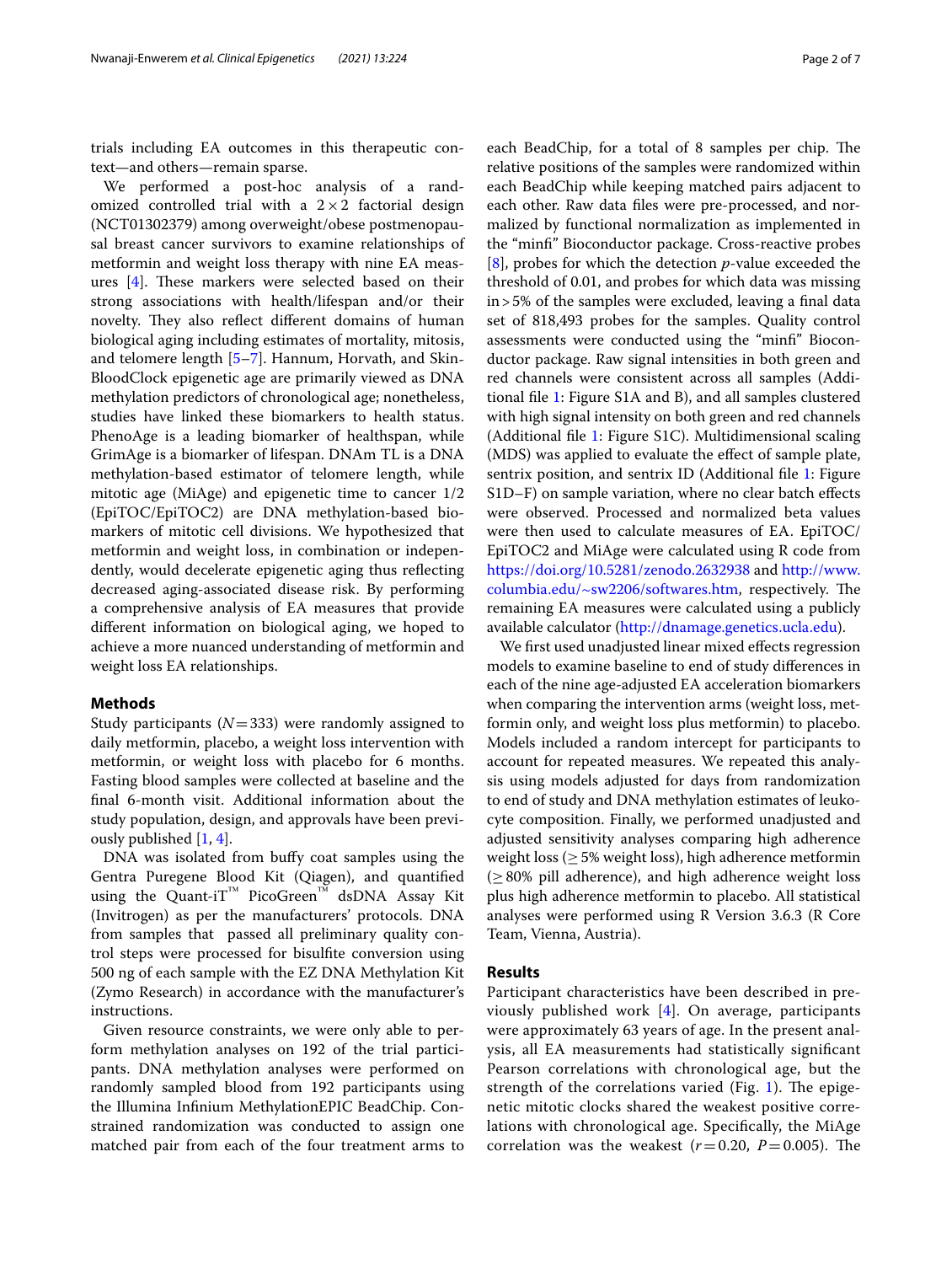trials including EA outcomes in this therapeutic context—and others—remain sparse.

We performed a post-hoc analysis of a randomized controlled trial with a 2 × 2 factorial design (NCT01302379) among overweight/obese postmenopausal breast cancer survivors to examine relationships of metformin and weight loss therapy with nine EA measures [4]. These markers were selected based on their strong associations with health/lifespan and/or their novelty. They also reflect different domains of human biological aging including estimates of mortality, mitosis, and telomere length [5–7]. Hannum, Horvath, and SkinBloodClock epigenetic age are primarily viewed as DNA methylation predictors of chronological age; nonetheless, studies have linked these biomarkers to health status. PhenoAge is a leading biomarker of healthspan, while GrimAge is a biomarker of lifespan. DNAm TL is a DNA methylation-based estimator of telomere length, while mitotic age (MiAge) and epigenetic time to cancer 1/2 (EpiTOC/EpiTOC2) are DNA methylation-based biomarkers of mitotic cell divisions. We hypothesized that metformin and weight loss, in combination or independently, would decelerate epigenetic aging thus reflecting decreased aging-associated disease risk. By performing a comprehensive analysis of EA measures that provide different information on biological aging, we hoped to achieve a more nuanced understanding of metformin and weight loss EA relationships.

## Methods

Study participants ($N = 333$) were randomly assigned to daily metformin, placebo, a weight loss intervention with metformin, or weight loss with placebo for 6 months. Fasting blood samples were collected at baseline and the final 6-month visit. Additional information about the study population, design, and approvals have been previously published [1, 4].

DNA was isolated from buffy coat samples using the Gentra Puregene Blood Kit (Qiagen), and quantified using the Quant-iT™ PicoGreen™ dsDNA Assay Kit (Invitrogen) as per the manufacturers' protocols. DNA from samples that passed all preliminary quality control steps were processed for bisulfite conversion using 500 ng of each sample with the EZ DNA Methylation Kit (Zymo Research) in accordance with the manufacturer's instructions.

Given resource constraints, we were only able to perform methylation analyses on 192 of the trial participants. DNA methylation analyses were performed on randomly sampled blood from 192 participants using the Illumina Infinium MethylationEPIC BeadChip. Constrained randomization was conducted to assign one matched pair from each of the four treatment arms to each BeadChip, for a total of 8 samples per chip. The relative positions of the samples were randomized within each BeadChip while keeping matched pairs adjacent to each other. Raw data files were pre-processed, and normalized by functional normalization as implemented in the "minfi" Bioconductor package. Cross-reactive probes [8], probes for which the detection *p*-value exceeded the threshold of 0.01, and probes for which data was missing in > 5% of the samples were excluded, leaving a final data set of 818,493 probes for the samples. Quality control assessments were conducted using the "minfi" Bioconductor package. Raw signal intensities in both green and red channels were consistent across all samples (Additional file 1: Figure S1A and B), and all samples clustered with high signal intensity on both green and red channels (Additional file 1: Figure S1C). Multidimensional scaling (MDS) was applied to evaluate the effect of sample plate, sentrix position, and sentrix ID (Additional file 1: Figure S1D–F) on sample variation, where no clear batch effects were observed. Processed and normalized beta values were then used to calculate measures of EA. EpiTOC/EpiTOC2 and MiAge were calculated using R code from https://doi.org/10.5281/zenodo.2632938 and http://www.columbia.edu/~sw2206/softwares.htm, respectively. The remaining EA measures were calculated using a publicly available calculator (http://dnamage.genetics.ucla.edu).

We first used unadjusted linear mixed effects regression models to examine baseline to end of study differences in each of the nine age-adjusted EA acceleration biomarkers when comparing the intervention arms (weight loss, metformin only, and weight loss plus metformin) to placebo. Models included a random intercept for participants to account for repeated measures. We repeated this analysis using models adjusted for days from randomization to end of study and DNA methylation estimates of leukocyte composition. Finally, we performed unadjusted and adjusted sensitivity analyses comparing high adherence weight loss ($\geq$ 5% weight loss), high adherence metformin ($\geq$ 80% pill adherence), and high adherence weight loss plus high adherence metformin to placebo. All statistical analyses were performed using R Version 3.6.3 (R Core Team, Vienna, Austria).

## Results

Participant characteristics have been described in previously published work [4]. On average, participants were approximately 63 years of age. In the present analysis, all EA measurements had statistically significant Pearson correlations with chronological age, but the strength of the correlations varied (Fig. 1). The epigenetic mitotic clocks shared the weakest positive correlations with chronological age. Specifically, the MiAge correlation was the weakest ($r = 0.20$, $P = 0.005$). The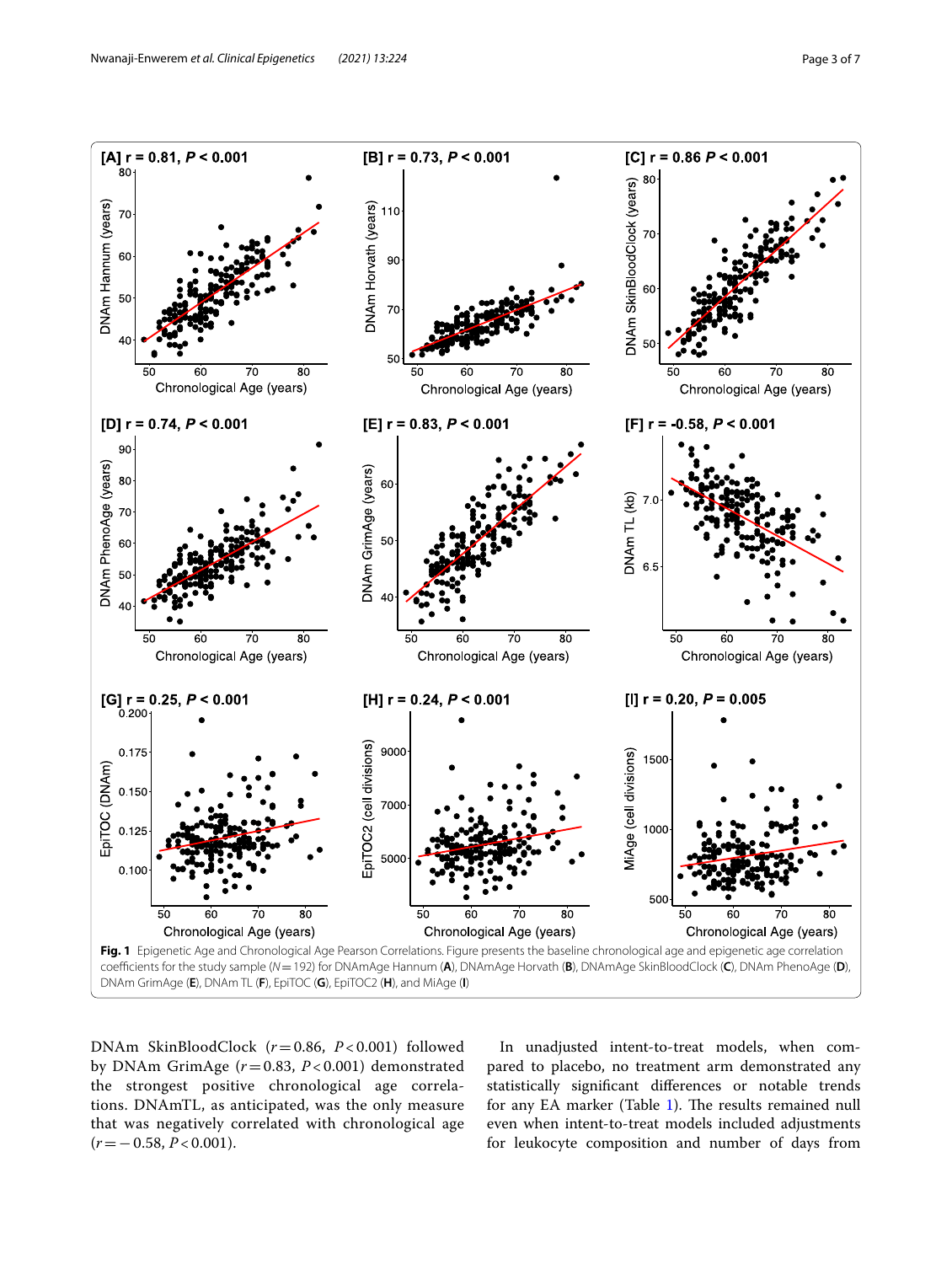**Fig. 1** Epigenetic Age and Chronological Age Pearson Correlations. Figure presents the baseline chronological age and epigenetic age correlation coefficients for the study sample ($N = 192$) for DNAmAge Hannum (**A**), DNAmAge Horvath (**B**), DNAmAge SkinBloodClock (**C**), DNAm PhenoAge (**D**), DNAm GrimAge (**E**), DNAm TL (**F**), EpiTOC (**G**), EpiTOC2 (**H**), and MiAge (**I**)

DNAm SkinBloodClock ($r = 0.86$, $P < 0.001$) followed by DNAm GrimAge ($r = 0.83$, $P < 0.001$) demonstrated the strongest positive chronological age correlations. DNAmTL, as anticipated, was the only measure that was negatively correlated with chronological age ($r = -0.58$, $P < 0.001$).

In unadjusted intent-to-treat models, when compared to placebo, no treatment arm demonstrated any statistically significant differences or notable trends for any EA marker (Table 1). The results remained null even when intent-to-treat models included adjustments for leukocyte composition and number of days from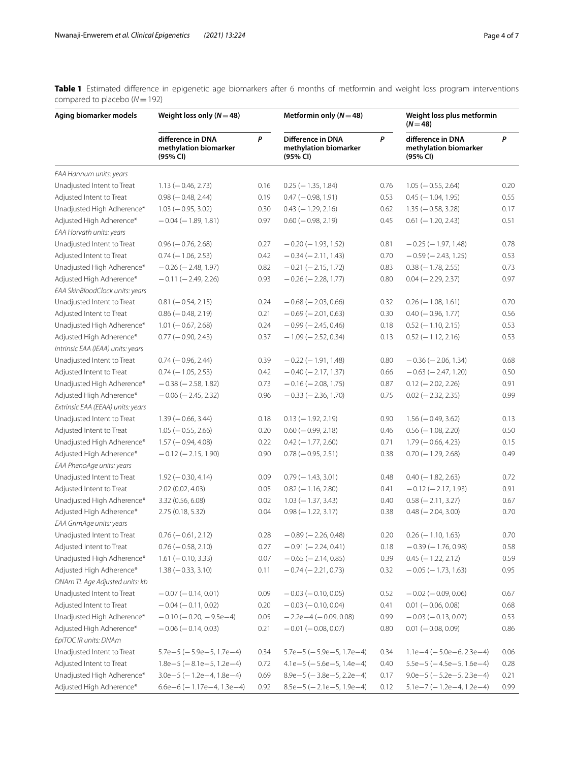**Table 1** Estimated difference in epigenetic age biomarkers after 6 months of metformin and weight loss program interventions compared to placebo ($N = 192$)

| Aging biomarker models | Weight loss only ($N = 48$) | | Metformin only ($N = 48$) | | Weight loss plus metformin ($N = 48$) | |
|---|---|---|---|---|---|---|
| | difference in DNA methylation biomarker (95% CI) | *P* | Difference in DNA methylation biomarker (95% CI) | *P* | difference in DNA methylation biomarker (95% CI) | *P* |
| *EAA Hannum units: years* | | | | | | |
| Unadjusted Intent to Treat | 1.13 (−0.46, 2.73) | 0.16 | 0.25 (−1.35, 1.84) | 0.76 | 1.05 (−0.55, 2.64) | 0.20 |
| Adjusted Intent to Treat | 0.98 (−0.48, 2.44) | 0.19 | 0.47 (−0.98, 1.91) | 0.53 | 0.45 (−1.04, 1.95) | 0.55 |
| Unadjusted High Adherence* | 1.03 (−0.95, 3.02) | 0.30 | 0.43 (−1.29, 2.16) | 0.62 | 1.35 (−0.58, 3.28) | 0.17 |
| Adjusted High Adherence* | −0.04 (−1.89, 1.81) | 0.97 | 0.60 (−0.98, 2.19) | 0.45 | 0.61 (−1.20, 2.43) | 0.51 |
| *EAA Horvath units: years* | | | | | | |
| Unadjusted Intent to Treat | 0.96 (−0.76, 2.68) | 0.27 | −0.20 (−1.93, 1.52) | 0.81 | −0.25 (−1.97, 1.48) | 0.78 |
| Adjusted Intent to Treat | 0.74 (−1.06, 2.53) | 0.42 | −0.34 (−2.11, 1.43) | 0.70 | −0.59 (−2.43, 1.25) | 0.53 |
| Unadjusted High Adherence* | −0.26 (−2.48, 1.97) | 0.82 | −0.21 (−2.15, 1.72) | 0.83 | 0.38 (−1.78, 2.55) | 0.73 |
| Adjusted High Adherence* | −0.11 (−2.49, 2.26) | 0.93 | −0.26 (−2.28, 1.77) | 0.80 | 0.04 (−2.29, 2.37) | 0.97 |
| *EAA SkinBloodClock units: years* | | | | | | |
| Unadjusted Intent to Treat | 0.81 (−0.54, 2.15) | 0.24 | −0.68 (−2.03, 0.66) | 0.32 | 0.26 (−1.08, 1.61) | 0.70 |
| Adjusted Intent to Treat | 0.86 (−0.48, 2.19) | 0.21 | −0.69 (−2.01, 0.63) | 0.30 | 0.40 (−0.96, 1.77) | 0.56 |
| Unadjusted High Adherence* | 1.01 (−0.67, 2.68) | 0.24 | −0.99 (−2.45, 0.46) | 0.18 | 0.52 (−1.10, 2.15) | 0.53 |
| Adjusted High Adherence* | 0.77 (−0.90, 2.43) | 0.37 | −1.09 (−2.52, 0.34) | 0.13 | 0.52 (−1.12, 2.16) | 0.53 |
| *Intrinsic EAA (IEAA) units: years* | | | | | | |
| Unadjusted Intent to Treat | 0.74 (−0.96, 2.44) | 0.39 | −0.22 (−1.91, 1.48) | 0.80 | −0.36 (−2.06, 1.34) | 0.68 |
| Adjusted Intent to Treat | 0.74 (−1.05, 2.53) | 0.42 | −0.40 (−2.17, 1.37) | 0.66 | −0.63 (−2.47, 1.20) | 0.50 |
| Unadjusted High Adherence* | −0.38 (−2.58, 1.82) | 0.73 | −0.16 (−2.08, 1.75) | 0.87 | 0.12 (−2.02, 2.26) | 0.91 |
| Adjusted High Adherence* | −0.06 (−2.45, 2.32) | 0.96 | −0.33 (−2.36, 1.70) | 0.75 | 0.02 (−2.32, 2.35) | 0.99 |
| *Extrinsic EAA (EEAA) units: years* | | | | | | |
| Unadjusted Intent to Treat | 1.39 (−0.66, 3.44) | 0.18 | 0.13 (−1.92, 2.19) | 0.90 | 1.56 (−0.49, 3.62) | 0.13 |
| Adjusted Intent to Treat | 1.05 (−0.55, 2.66) | 0.20 | 0.60 (−0.99, 2.18) | 0.46 | 0.56 (−1.08, 2.20) | 0.50 |
| Unadjusted High Adherence* | 1.57 (−0.94, 4.08) | 0.22 | 0.42 (−1.77, 2.60) | 0.71 | 1.79 (−0.66, 4.23) | 0.15 |
| Adjusted High Adherence* | −0.12 (−2.15, 1.90) | 0.90 | 0.78 (−0.95, 2.51) | 0.38 | 0.70 (−1.29, 2.68) | 0.49 |
| *EAA PhenoAge units: years* | | | | | | |
| Unadjusted Intent to Treat | 1.92 (−0.30, 4.14) | 0.09 | 0.79 (−1.43, 3.01) | 0.48 | 0.40 (−1.82, 2.63) | 0.72 |
| Adjusted Intent to Treat | 2.02 (0.02, 4.03) | 0.05 | 0.82 (−1.16, 2.80) | 0.41 | −0.12 (−2.17, 1.93) | 0.91 |
| Unadjusted High Adherence* | 3.32 (0.56, 6.08) | 0.02 | 1.03 (−1.37, 3.43) | 0.40 | 0.58 (−2.11, 3.27) | 0.67 |
| Adjusted High Adherence* | 2.75 (0.18, 5.32) | 0.04 | 0.98 (−1.22, 3.17) | 0.38 | 0.48 (−2.04, 3.00) | 0.70 |
| *EAA GrimAge units: years* | | | | | | |
| Unadjusted Intent to Treat | 0.76 (−0.61, 2.12) | 0.28 | −0.89 (−2.26, 0.48) | 0.20 | 0.26 (−1.10, 1.63) | 0.70 |
| Adjusted Intent to Treat | 0.76 (−0.58, 2.10) | 0.27 | −0.91 (−2.24, 0.41) | 0.18 | −0.39 (−1.76, 0.98) | 0.58 |
| Unadjusted High Adherence* | 1.61 (−0.10, 3.33) | 0.07 | −0.65 (−2.14, 0.85) | 0.39 | 0.45 (−1.22, 2.12) | 0.59 |
| Adjusted High Adherence* | 1.38 (−0.33, 3.10) | 0.11 | −0.74 (−2.21, 0.73) | 0.32 | −0.05 (−1.73, 1.63) | 0.95 |
| *DNAm TL Age Adjusted units: kb* | | | | | | |
| Unadjusted Intent to Treat | −0.07 (−0.14, 0.01) | 0.09 | −0.03 (−0.10, 0.05) | 0.52 | −0.02 (−0.09, 0.06) | 0.67 |
| Adjusted Intent to Treat | −0.04 (−0.11, 0.02) | 0.20 | −0.03 (−0.10, 0.04) | 0.41 | 0.01 (−0.06, 0.08) | 0.68 |
| Unadjusted High Adherence* | −0.10 (−0.20, −9.5e−4) | 0.05 | −2.2e−4 (−0.09, 0.08) | 0.99 | −0.03 (−0.13, 0.07) | 0.53 |
| Adjusted High Adherence* | −0.06 (−0.14, 0.03) | 0.21 | −0.01 (−0.08, 0.07) | 0.80 | 0.01 (−0.08, 0.09) | 0.86 |
| *EpiTOC IR units: DNAm* | | | | | | |
| Unadjusted Intent to Treat | 5.7e−5 (−5.9e−5, 1.7e−4) | 0.34 | 5.7e−5 (−5.9e−5, 1.7e−4) | 0.34 | 1.1e−4 (−5.0e−6, 2.3e−4) | 0.06 |
| Adjusted Intent to Treat | 1.8e−5 (−8.1e−5, 1.2e−4) | 0.72 | 4.1e−5 (−5.6e−5, 1.4e−4) | 0.40 | 5.5e−5 (−4.5e−5, 1.6e−4) | 0.28 |
| Unadjusted High Adherence* | 3.0e−5 (−1.2e−4, 1.8e−4) | 0.69 | 8.9e−5 (−3.8e−5, 2.2e−4) | 0.17 | 9.0e−5 (−5.2e−5, 2.3e−4) | 0.21 |
| Adjusted High Adherence* | 6.6e−6 (−1.17e−4, 1.3e−4) | 0.92 | 8.5e−5 (−2.1e−5, 1.9e−4) | 0.12 | 5.1e−7 (−1.2e−4, 1.2e−4) | 0.99 |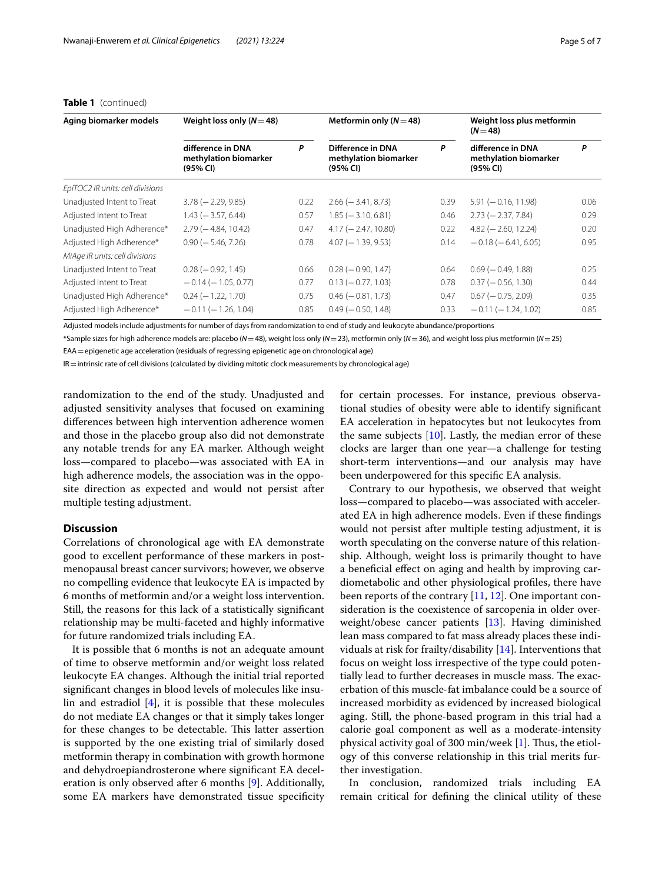**Table 1** (continued)

| Aging biomarker models | Weight loss only (N = 48) | | Metformin only (N = 48) | | Weight loss plus metformin (N = 48) | |
|---|---|---|---|---|---|---|
| | difference in DNA methylation biomarker (95% CI) | P | Difference in DNA methylation biomarker (95% CI) | P | difference in DNA methylation biomarker (95% CI) | P |
| *EpiTOC2 IR units: cell divisions* | | | | | | |
| Unadjusted Intent to Treat | 3.78 (−2.29, 9.85) | 0.22 | 2.66 (−3.41, 8.73) | 0.39 | 5.91 (−0.16, 11.98) | 0.06 |
| Adjusted Intent to Treat | 1.43 (−3.57, 6.44) | 0.57 | 1.85 (−3.10, 6.81) | 0.46 | 2.73 (−2.37, 7.84) | 0.29 |
| Unadjusted High Adherence* | 2.79 (−4.84, 10.42) | 0.47 | 4.17 (−2.47, 10.80) | 0.22 | 4.82 (−2.60, 12.24) | 0.20 |
| Adjusted High Adherence* | 0.90 (−5.46, 7.26) | 0.78 | 4.07 (−1.39, 9.53) | 0.14 | −0.18 (−6.41, 6.05) | 0.95 |
| *MiAge IR units: cell divisions* | | | | | | |
| Unadjusted Intent to Treat | 0.28 (−0.92, 1.45) | 0.66 | 0.28 (−0.90, 1.47) | 0.64 | 0.69 (−0.49, 1.88) | 0.25 |
| Adjusted Intent to Treat | −0.14 (−1.05, 0.77) | 0.77 | 0.13 (−0.77, 1.03) | 0.78 | 0.37 (−0.56, 1.30) | 0.44 |
| Unadjusted High Adherence* | 0.24 (−1.22, 1.70) | 0.75 | 0.46 (−0.81, 1.73) | 0.47 | 0.67 (−0.75, 2.09) | 0.35 |
| Adjusted High Adherence* | −0.11 (−1.26, 1.04) | 0.85 | 0.49 (−0.50, 1.48) | 0.33 | −0.11 (−1.24, 1.02) | 0.85 |

Adjusted models include adjustments for number of days from randomization to end of study and leukocyte abundance/proportions

*Sample sizes for high adherence models are: placebo (N = 48), weight loss only (N = 23), metformin only (N = 36), and weight loss plus metformin (N = 25)

EAA = epigenetic age acceleration (residuals of regressing epigenetic age on chronological age)

IR = intrinsic rate of cell divisions (calculated by dividing mitotic clock measurements by chronological age)

randomization to the end of the study. Unadjusted and adjusted sensitivity analyses that focused on examining differences between high intervention adherence women and those in the placebo group also did not demonstrate any notable trends for any EA marker. Although weight loss—compared to placebo—was associated with EA in high adherence models, the association was in the opposite direction as expected and would not persist after multiple testing adjustment.

## Discussion

Correlations of chronological age with EA demonstrate good to excellent performance of these markers in postmenopausal breast cancer survivors; however, we observe no compelling evidence that leukocyte EA is impacted by 6 months of metformin and/or a weight loss intervention. Still, the reasons for this lack of a statistically significant relationship may be multi-faceted and highly informative for future randomized trials including EA.

It is possible that 6 months is not an adequate amount of time to observe metformin and/or weight loss related leukocyte EA changes. Although the initial trial reported significant changes in blood levels of molecules like insulin and estradiol [4], it is possible that these molecules do not mediate EA changes or that it simply takes longer for these changes to be detectable. This latter assertion is supported by the one existing trial of similarly dosed metformin therapy in combination with growth hormone and dehydroepiandrosterone where significant EA deceleration is only observed after 6 months [9]. Additionally, some EA markers have demonstrated tissue specificity for certain processes. For instance, previous observational studies of obesity were able to identify significant EA acceleration in hepatocytes but not leukocytes from the same subjects [10]. Lastly, the median error of these clocks are larger than one year—a challenge for testing short-term interventions—and our analysis may have been underpowered for this specific EA analysis.

Contrary to our hypothesis, we observed that weight loss—compared to placebo—was associated with accelerated EA in high adherence models. Even if these findings would not persist after multiple testing adjustment, it is worth speculating on the converse nature of this relationship. Although, weight loss is primarily thought to have a beneficial effect on aging and health by improving cardiometabolic and other physiological profiles, there have been reports of the contrary [11, 12]. One important consideration is the coexistence of sarcopenia in older overweight/obese cancer patients [13]. Having diminished lean mass compared to fat mass already places these individuals at risk for frailty/disability [14]. Interventions that focus on weight loss irrespective of the type could potentially lead to further decreases in muscle mass. The exacerbation of this muscle-fat imbalance could be a source of increased morbidity as evidenced by increased biological aging. Still, the phone-based program in this trial had a calorie goal component as well as a moderate-intensity physical activity goal of 300 min/week [1]. Thus, the etiology of this converse relationship in this trial merits further investigation.

In conclusion, randomized trials including EA remain critical for defining the clinical utility of these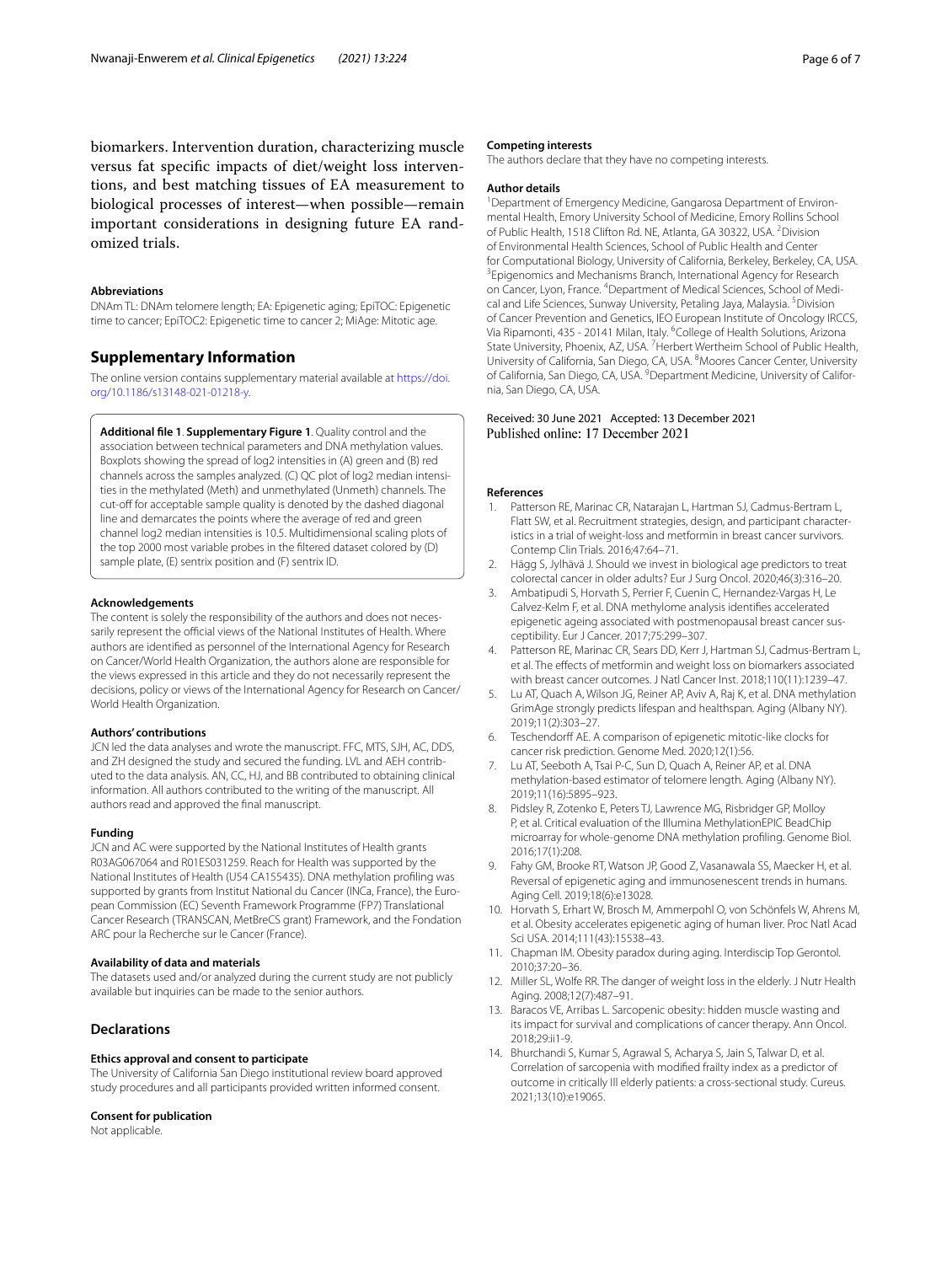biomarkers. Intervention duration, characterizing muscle versus fat specific impacts of diet/weight loss interventions, and best matching tissues of EA measurement to biological processes of interest—when possible—remain important considerations in designing future EA randomized trials.

### Abbreviations

DNAm TL: DNAm telomere length; EA: Epigenetic aging; EpiTOC: Epigenetic time to cancer; EpiTOC2: Epigenetic time to cancer 2; MiAge: Mitotic age.

## Supplementary Information

The online version contains supplementary material available at https://doi.org/10.1186/s13148-021-01218-y.

**Additional file 1**. **Supplementary Figure 1**. Quality control and the association between technical parameters and DNA methylation values. Boxplots showing the spread of log2 intensities in (A) green and (B) red channels across the samples analyzed. (C) QC plot of log2 median intensities in the methylated (Meth) and unmethylated (Unmeth) channels. The cut-off for acceptable sample quality is denoted by the dashed diagonal line and demarcates the points where the average of red and green channel log2 median intensities is 10.5. Multidimensional scaling plots of the top 2000 most variable probes in the filtered dataset colored by (D) sample plate, (E) sentrix position and (F) sentrix ID.

### Acknowledgements

The content is solely the responsibility of the authors and does not necessarily represent the official views of the National Institutes of Health. Where authors are identified as personnel of the International Agency for Research on Cancer/World Health Organization, the authors alone are responsible for the views expressed in this article and they do not necessarily represent the decisions, policy or views of the International Agency for Research on Cancer/World Health Organization.

### Authors' contributions

JCN led the data analyses and wrote the manuscript. FFC, MTS, SJH, AC, DDS, and ZH designed the study and secured the funding. LVL and AEH contributed to the data analysis. AN, CC, HJ, and BB contributed to obtaining clinical information. All authors contributed to the writing of the manuscript. All authors read and approved the final manuscript.

### Funding

JCN and AC were supported by the National Institutes of Health grants R03AG067064 and R01ES031259. Reach for Health was supported by the National Institutes of Health (U54 CA155435). DNA methylation profiling was supported by grants from Institut National du Cancer (INCa, France), the European Commission (EC) Seventh Framework Programme (FP7) Translational Cancer Research (TRANSCAN, MetBreCS grant) Framework, and the Fondation ARC pour la Recherche sur le Cancer (France).

### Availability of data and materials

The datasets used and/or analyzed during the current study are not publicly available but inquiries can be made to the senior authors.

## Declarations

### Ethics approval and consent to participate

The University of California San Diego institutional review board approved study procedures and all participants provided written informed consent.

### Consent for publication

Not applicable.

### Competing interests

The authors declare that they have no competing interests.

### Author details

[1]Department of Emergency Medicine, Gangarosa Department of Environmental Health, Emory University School of Medicine, Emory Rollins School of Public Health, 1518 Clifton Rd. NE, Atlanta, GA 30322, USA. [2]Division of Environmental Health Sciences, School of Public Health and Center for Computational Biology, University of California, Berkeley, Berkeley, CA, USA. [3]Epigenomics and Mechanisms Branch, International Agency for Research on Cancer, Lyon, France. [4]Department of Medical Sciences, School of Medical and Life Sciences, Sunway University, Petaling Jaya, Malaysia. [5]Division of Cancer Prevention and Genetics, IEO European Institute of Oncology IRCCS, Via Ripamonti, 435 - 20141 Milan, Italy. [6]College of Health Solutions, Arizona State University, Phoenix, AZ, USA. [7]Herbert Wertheim School of Public Health, University of California, San Diego, CA, USA. [8]Moores Cancer Center, University of California, San Diego, CA, USA. [9]Department Medicine, University of California, San Diego, CA, USA.

Received: 30 June 2021 Accepted: 13 December 2021
Published online: 17 December 2021

### References

1. Patterson RE, Marinac CR, Natarajan L, Hartman SJ, Cadmus-Bertram L, Flatt SW, et al. Recruitment strategies, design, and participant characteristics in a trial of weight-loss and metformin in breast cancer survivors. Contemp Clin Trials. 2016;47:64–71.
2. Hägg S, Jylhävä J. Should we invest in biological age predictors to treat colorectal cancer in older adults? Eur J Surg Oncol. 2020;46(3):316–20.
3. Ambatipudi S, Horvath S, Perrier F, Cuenin C, Hernandez-Vargas H, Le Calvez-Kelm F, et al. DNA methylome analysis identifies accelerated epigenetic ageing associated with postmenopausal breast cancer susceptibility. Eur J Cancer. 2017;75:299–307.
4. Patterson RE, Marinac CR, Sears DD, Kerr J, Hartman SJ, Cadmus-Bertram L, et al. The effects of metformin and weight loss on biomarkers associated with breast cancer outcomes. J Natl Cancer Inst. 2018;110(11):1239–47.
5. Lu AT, Quach A, Wilson JG, Reiner AP, Aviv A, Raj K, et al. DNA methylation GrimAge strongly predicts lifespan and healthspan. Aging (Albany NY). 2019;11(2):303–27.
6. Teschendorff AE. A comparison of epigenetic mitotic-like clocks for cancer risk prediction. Genome Med. 2020;12(1):56.
7. Lu AT, Seeboth A, Tsai P-C, Sun D, Quach A, Reiner AP, et al. DNA methylation-based estimator of telomere length. Aging (Albany NY). 2019;11(16):5895–923.
8. Pidsley R, Zotenko E, Peters TJ, Lawrence MG, Risbridger GP, Molloy P, et al. Critical evaluation of the Illumina MethylationEPIC BeadChip microarray for whole-genome DNA methylation profiling. Genome Biol. 2016;17(1):208.
9. Fahy GM, Brooke RT, Watson JP, Good Z, Vasanawala SS, Maecker H, et al. Reversal of epigenetic aging and immunosenescent trends in humans. Aging Cell. 2019;18(6):e13028.
10. Horvath S, Erhart W, Brosch M, Ammerpohl O, von Schönfels W, Ahrens M, et al. Obesity accelerates epigenetic aging of human liver. Proc Natl Acad Sci USA. 2014;111(43):15538–43.
11. Chapman IM. Obesity paradox during aging. Interdiscip Top Gerontol. 2010;37:20–36.
12. Miller SL, Wolfe RR. The danger of weight loss in the elderly. J Nutr Health Aging. 2008;12(7):487–91.
13. Baracos VE, Arribas L. Sarcopenic obesity: hidden muscle wasting and its impact for survival and complications of cancer therapy. Ann Oncol. 2018;29:ii1-9.
14. Bhurchandi S, Kumar S, Agrawal S, Acharya S, Jain S, Talwar D, et al. Correlation of sarcopenia with modified frailty index as a predictor of outcome in critically Ill elderly patients: a cross-sectional study. Cureus. 2021;13(10):e19065.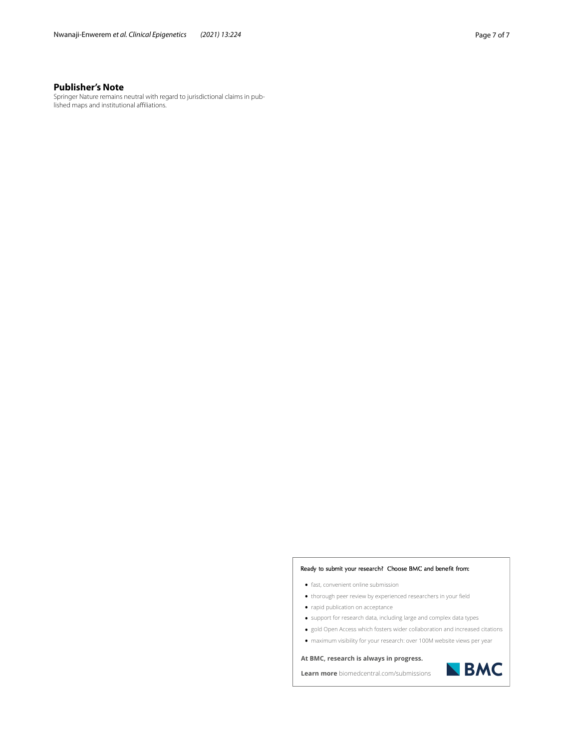## Publisher's Note

Springer Nature remains neutral with regard to jurisdictional claims in published maps and institutional affiliations.

Ready to submit your research? Choose BMC and benefit from:

- fast, convenient online submission
- thorough peer review by experienced researchers in your field
- rapid publication on acceptance
- support for research data, including large and complex data types
- gold Open Access which fosters wider collaboration and increased citations
- maximum visibility for your research: over 100M website views per year

**At BMC, research is always in progress.**

**Learn more** biomedcentral.com/submissions

BMC